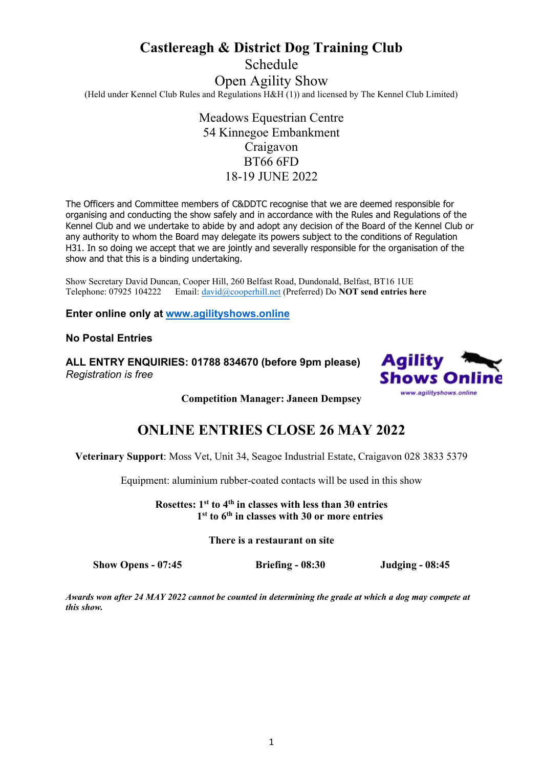# Castlereagh & District Dog Training Club

## Schedule

## Open Agility Show

(Held under Kennel Club Rules and Regulations H&H (1)) and licensed by The Kennel Club Limited)

Meadows Equestrian Centre
54 Kinnegoe Embankment
Craigavon
BT66 6FD
18-19 JUNE 2022

The Officers and Committee members of C&DDTC recognise that we are deemed responsible for organising and conducting the show safely and in accordance with the Rules and Regulations of the Kennel Club and we undertake to abide by and adopt any decision of the Board of the Kennel Club or any authority to whom the Board may delegate its powers subject to the conditions of Regulation H31. In so doing we accept that we are jointly and severally responsible for the organisation of the show and that this is a binding undertaking.

Show Secretary David Duncan, Cooper Hill, 260 Belfast Road, Dundonald, Belfast, BT16 1UE
Telephone: 07925 104222 Email: david@cooperhill.net (Preferred) Do **NOT send entries here**

**Enter online only at www.agilityshows.online**

**No Postal Entries**

**ALL ENTRY ENQUIRIES: 01788 834670 (before 9pm please)**
*Registration is free*

Agility Shows Online
www.agilityshows.online

**Competition Manager: Janeen Dempsey**

## ONLINE ENTRIES CLOSE 26 MAY 2022

**Veterinary Support**: Moss Vet, Unit 34, Seagoe Industrial Estate, Craigavon 028 3833 5379

Equipment: aluminium rubber-coated contacts will be used in this show

**Rosettes: 1st to 4th in classes with less than 30 entries**
**1st to 6th in classes with 30 or more entries**

**There is a restaurant on site**

**Show Opens - 07:45** | **Briefing - 08:30** | **Judging - 08:45**

***Awards won after 24 MAY 2022 cannot be counted in determining the grade at which a dog may compete at this show.***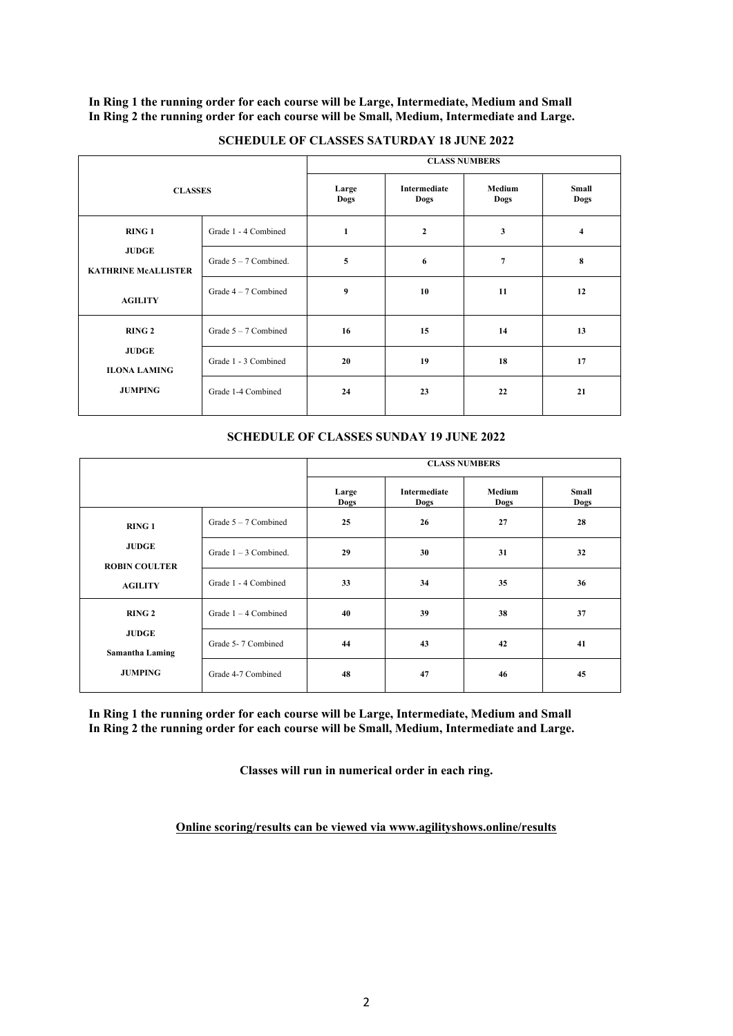**In Ring 1 the running order for each course will be Large, Intermediate, Medium and Small**
**In Ring 2 the running order for each course will be Small, Medium, Intermediate and Large.**

## SCHEDULE OF CLASSES SATURDAY 18 JUNE 2022

| CLASSES | | CLASS NUMBERS | | | |
|---|---|---|---|---|---|
| | | Large Dogs | Intermediate Dogs | Medium Dogs | Small Dogs |
| RING 1 | Grade 1 - 4 Combined | 1 | 2 | 3 | 4 |
| JUDGE KATHRINE McALLISTER | Grade 5 – 7 Combined. | 5 | 6 | 7 | 8 |
| AGILITY | Grade 4 – 7 Combined | 9 | 10 | 11 | 12 |
| RING 2 | Grade 5 – 7 Combined | 16 | 15 | 14 | 13 |
| JUDGE ILONA LAMING | Grade 1 - 3 Combined | 20 | 19 | 18 | 17 |
| JUMPING | Grade 1-4 Combined | 24 | 23 | 22 | 21 |

## SCHEDULE OF CLASSES SUNDAY 19 JUNE 2022

| | | CLASS NUMBERS | | | |
|---|---|---|---|---|---|
| | | Large Dogs | Intermediate Dogs | Medium Dogs | Small Dogs |
| RING 1 | Grade 5 – 7 Combined | 25 | 26 | 27 | 28 |
| JUDGE ROBIN COULTER | Grade 1 – 3 Combined. | 29 | 30 | 31 | 32 |
| AGILITY | Grade 1 - 4 Combined | 33 | 34 | 35 | 36 |
| RING 2 | Grade 1 – 4 Combined | 40 | 39 | 38 | 37 |
| JUDGE Samantha Laming | Grade 5- 7 Combined | 44 | 43 | 42 | 41 |
| JUMPING | Grade 4-7 Combined | 48 | 47 | 46 | 45 |

**In Ring 1 the running order for each course will be Large, Intermediate, Medium and Small**
**In Ring 2 the running order for each course will be Small, Medium, Intermediate and Large.**

**Classes will run in numerical order in each ring.**

**Online scoring/results can be viewed via www.agilityshows.online/results**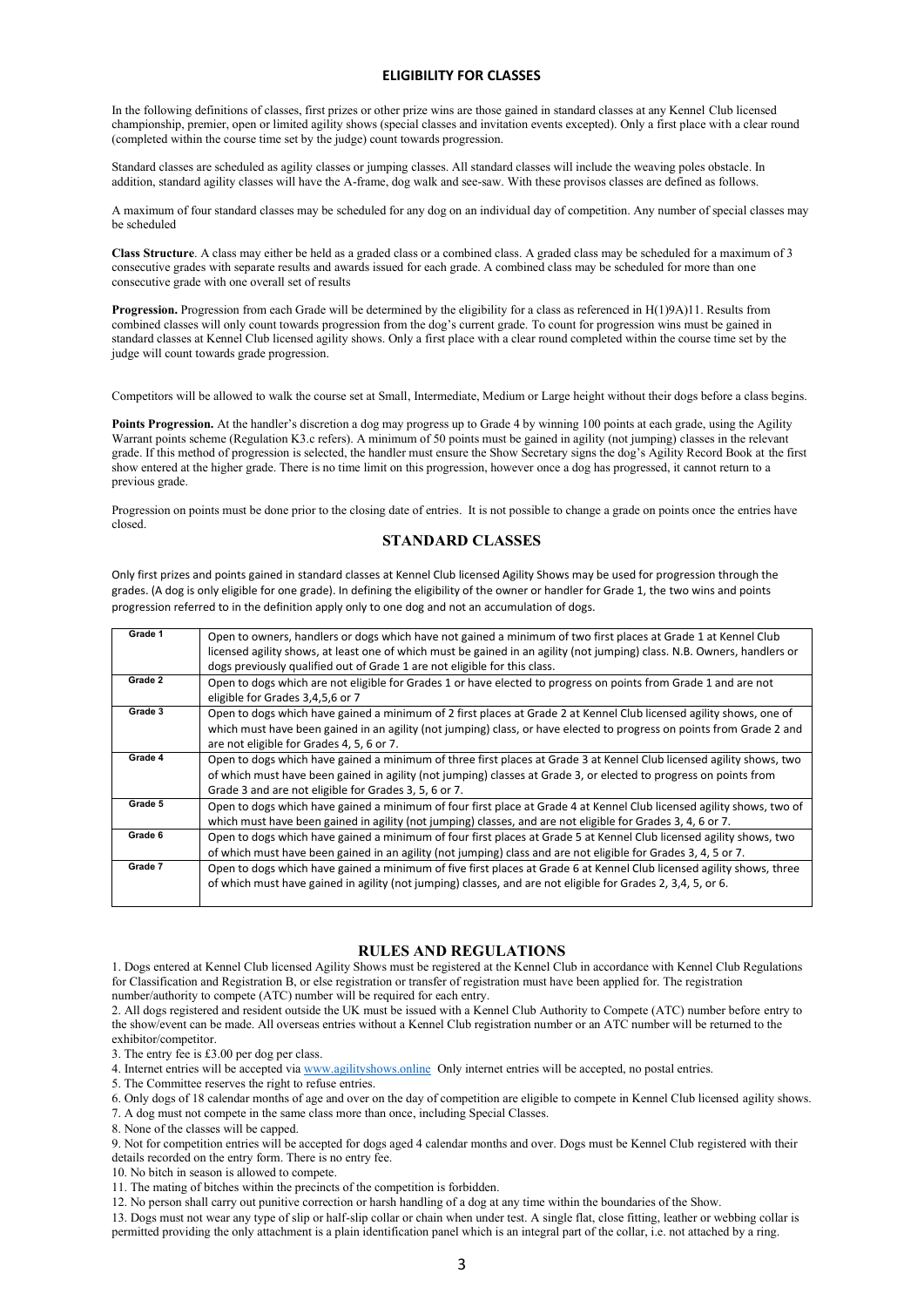## ELIGIBILITY FOR CLASSES

In the following definitions of classes, first prizes or other prize wins are those gained in standard classes at any Kennel Club licensed championship, premier, open or limited agility shows (special classes and invitation events excepted). Only a first place with a clear round (completed within the course time set by the judge) count towards progression.

Standard classes are scheduled as agility classes or jumping classes. All standard classes will include the weaving poles obstacle. In addition, standard agility classes will have the A-frame, dog walk and see-saw. With these provisos classes are defined as follows.

A maximum of four standard classes may be scheduled for any dog on an individual day of competition. Any number of special classes may be scheduled

**Class Structure**. A class may either be held as a graded class or a combined class. A graded class may be scheduled for a maximum of 3 consecutive grades with separate results and awards issued for each grade. A combined class may be scheduled for more than one consecutive grade with one overall set of results

**Progression.** Progression from each Grade will be determined by the eligibility for a class as referenced in H(1)9A)11. Results from combined classes will only count towards progression from the dog's current grade. To count for progression wins must be gained in standard classes at Kennel Club licensed agility shows. Only a first place with a clear round completed within the course time set by the judge will count towards grade progression.

Competitors will be allowed to walk the course set at Small, Intermediate, Medium or Large height without their dogs before a class begins.

**Points Progression.** At the handler's discretion a dog may progress up to Grade 4 by winning 100 points at each grade, using the Agility Warrant points scheme (Regulation K3.c refers). A minimum of 50 points must be gained in agility (not jumping) classes in the relevant grade. If this method of progression is selected, the handler must ensure the Show Secretary signs the dog's Agility Record Book at the first show entered at the higher grade. There is no time limit on this progression, however once a dog has progressed, it cannot return to a previous grade.

Progression on points must be done prior to the closing date of entries. It is not possible to change a grade on points once the entries have closed.

## STANDARD CLASSES

Only first prizes and points gained in standard classes at Kennel Club licensed Agility Shows may be used for progression through the grades. (A dog is only eligible for one grade). In defining the eligibility of the owner or handler for Grade 1, the two wins and points progression referred to in the definition apply only to one dog and not an accumulation of dogs.

| Grade | Eligibility |
|---|---|
| Grade 1 | Open to owners, handlers or dogs which have not gained a minimum of two first places at Grade 1 at Kennel Club licensed agility shows, at least one of which must be gained in an agility (not jumping) class. N.B. Owners, handlers or dogs previously qualified out of Grade 1 are not eligible for this class. |
| Grade 2 | Open to dogs which are not eligible for Grades 1 or have elected to progress on points from Grade 1 and are not eligible for Grades 3,4,5,6 or 7 |
| Grade 3 | Open to dogs which have gained a minimum of 2 first places at Grade 2 at Kennel Club licensed agility shows, one of which must have been gained in an agility (not jumping) class, or have elected to progress on points from Grade 2 and are not eligible for Grades 4, 5, 6 or 7. |
| Grade 4 | Open to dogs which have gained a minimum of three first places at Grade 3 at Kennel Club licensed agility shows, two of which must have been gained in agility (not jumping) classes at Grade 3, or elected to progress on points from Grade 3 and are not eligible for Grades 3, 5, 6 or 7. |
| Grade 5 | Open to dogs which have gained a minimum of four first place at Grade 4 at Kennel Club licensed agility shows, two of which must have been gained in agility (not jumping) classes, and are not eligible for Grades 3, 4, 6 or 7. |
| Grade 6 | Open to dogs which have gained a minimum of four first places at Grade 5 at Kennel Club licensed agility shows, two of which must have been gained in an agility (not jumping) class and are not eligible for Grades 3, 4, 5 or 7. |
| Grade 7 | Open to dogs which have gained a minimum of five first places at Grade 6 at Kennel Club licensed agility shows, three of which must have gained in agility (not jumping) classes, and are not eligible for Grades 2, 3,4, 5, or 6. |

## RULES AND REGULATIONS

1. Dogs entered at Kennel Club licensed Agility Shows must be registered at the Kennel Club in accordance with Kennel Club Regulations for Classification and Registration B, or else registration or transfer of registration must have been applied for. The registration number/authority to compete (ATC) number will be required for each entry.
2. All dogs registered and resident outside the UK must be issued with a Kennel Club Authority to Compete (ATC) number before entry to the show/event can be made. All overseas entries without a Kennel Club registration number or an ATC number will be returned to the exhibitor/competitor.
3. The entry fee is £3.00 per dog per class.
4. Internet entries will be accepted via www.agilityshows.online Only internet entries will be accepted, no postal entries.
5. The Committee reserves the right to refuse entries.
6. Only dogs of 18 calendar months of age and over on the day of competition are eligible to compete in Kennel Club licensed agility shows.
7. A dog must not compete in the same class more than once, including Special Classes.
8. None of the classes will be capped.
9. Not for competition entries will be accepted for dogs aged 4 calendar months and over. Dogs must be Kennel Club registered with their details recorded on the entry form. There is no entry fee.
10. No bitch in season is allowed to compete.
11. The mating of bitches within the precincts of the competition is forbidden.
12. No person shall carry out punitive correction or harsh handling of a dog at any time within the boundaries of the Show.
13. Dogs must not wear any type of slip or half-slip collar or chain when under test. A single flat, close fitting, leather or webbing collar is permitted providing the only attachment is a plain identification panel which is an integral part of the collar, i.e. not attached by a ring.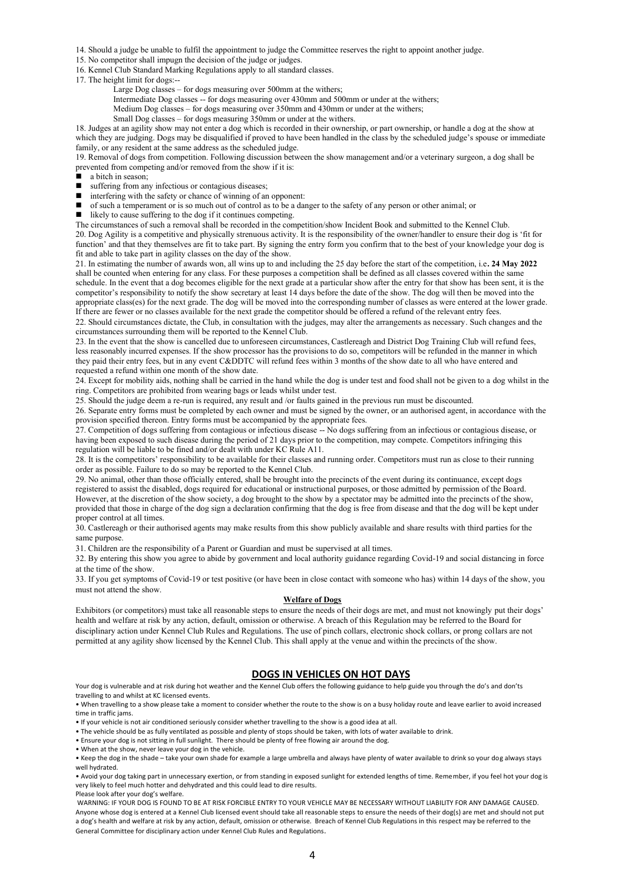14. Should a judge be unable to fulfil the appointment to judge the Committee reserves the right to appoint another judge.

15. No competitor shall impugn the decision of the judge or judges.

16. Kennel Club Standard Marking Regulations apply to all standard classes.

17. The height limit for dogs:--

Large Dog classes – for dogs measuring over 500mm at the withers;

Intermediate Dog classes -- for dogs measuring over 430mm and 500mm or under at the withers;

Medium Dog classes – for dogs measuring over 350mm and 430mm or under at the withers;

Small Dog classes – for dogs measuring 350mm or under at the withers.

18. Judges at an agility show may not enter a dog which is recorded in their ownership, or part ownership, or handle a dog at the show at which they are judging. Dogs may be disqualified if proved to have been handled in the class by the scheduled judge's spouse or immediate family, or any resident at the same address as the scheduled judge.

19. Removal of dogs from competition. Following discussion between the show management and/or a veterinary surgeon, a dog shall be prevented from competing and/or removed from the show if it is:

- a bitch in season;
- suffering from any infectious or contagious diseases;
- interfering with the safety or chance of winning of an opponent:
- of such a temperament or is so much out of control as to be a danger to the safety of any person or other animal; or
- likely to cause suffering to the dog if it continues competing.

The circumstances of such a removal shall be recorded in the competition/show Incident Book and submitted to the Kennel Club.

20. Dog Agility is a competitive and physically strenuous activity. It is the responsibility of the owner/handler to ensure their dog is 'fit for function' and that they themselves are fit to take part. By signing the entry form you confirm that to the best of your knowledge your dog is fit and able to take part in agility classes on the day of the show.

21. In estimating the number of awards won, all wins up to and including the 25 day before the start of the competition, i.e**. 24 May 2022** shall be counted when entering for any class. For these purposes a competition shall be defined as all classes covered within the same schedule. In the event that a dog becomes eligible for the next grade at a particular show after the entry for that show has been sent, it is the competitor's responsibility to notify the show secretary at least 14 days before the date of the show. The dog will then be moved into the appropriate class(es) for the next grade. The dog will be moved into the corresponding number of classes as were entered at the lower grade. If there are fewer or no classes available for the next grade the competitor should be offered a refund of the relevant entry fees.

22. Should circumstances dictate, the Club, in consultation with the judges, may alter the arrangements as necessary. Such changes and the circumstances surrounding them will be reported to the Kennel Club.

23. In the event that the show is cancelled due to unforeseen circumstances, Castlereagh and District Dog Training Club will refund fees, less reasonably incurred expenses. If the show processor has the provisions to do so, competitors will be refunded in the manner in which they paid their entry fees, but in any event C&DDTC will refund fees within 3 months of the show date to all who have entered and requested a refund within one month of the show date.

24. Except for mobility aids, nothing shall be carried in the hand while the dog is under test and food shall not be given to a dog whilst in the ring. Competitors are prohibited from wearing bags or leads whilst under test.

25. Should the judge deem a re-run is required, any result and /or faults gained in the previous run must be discounted.

26. Separate entry forms must be completed by each owner and must be signed by the owner, or an authorised agent, in accordance with the provision specified thereon. Entry forms must be accompanied by the appropriate fees.

27. Competition of dogs suffering from contagious or infectious disease -- No dogs suffering from an infectious or contagious disease, or having been exposed to such disease during the period of 21 days prior to the competition, may compete. Competitors infringing this regulation will be liable to be fined and/or dealt with under KC Rule A11.

28. It is the competitors' responsibility to be available for their classes and running order. Competitors must run as close to their running order as possible. Failure to do so may be reported to the Kennel Club.

29. No animal, other than those officially entered, shall be brought into the precincts of the event during its continuance, except dogs registered to assist the disabled, dogs required for educational or instructional purposes, or those admitted by permission of the Board. However, at the discretion of the show society, a dog brought to the show by a spectator may be admitted into the precincts of the show, provided that those in charge of the dog sign a declaration confirming that the dog is free from disease and that the dog will be kept under proper control at all times.

30. Castlereagh or their authorised agents may make results from this show publicly available and share results with third parties for the same purpose.

31. Children are the responsibility of a Parent or Guardian and must be supervised at all times.

32. By entering this show you agree to abide by government and local authority guidance regarding Covid-19 and social distancing in force at the time of the show.

33. If you get symptoms of Covid-19 or test positive (or have been in close contact with someone who has) within 14 days of the show, you must not attend the show.

**Welfare of Dogs**

Exhibitors (or competitors) must take all reasonable steps to ensure the needs of their dogs are met, and must not knowingly put their dogs' health and welfare at risk by any action, default, omission or otherwise. A breach of this Regulation may be referred to the Board for disciplinary action under Kennel Club Rules and Regulations. The use of pinch collars, electronic shock collars, or prong collars are not permitted at any agility show licensed by the Kennel Club. This shall apply at the venue and within the precincts of the show.

## DOGS IN VEHICLES ON HOT DAYS

Your dog is vulnerable and at risk during hot weather and the Kennel Club offers the following guidance to help guide you through the do's and don'ts travelling to and whilst at KC licensed events.

- When travelling to a show please take a moment to consider whether the route to the show is on a busy holiday route and leave earlier to avoid increased time in traffic jams.
- If your vehicle is not air conditioned seriously consider whether travelling to the show is a good idea at all.
- The vehicle should be as fully ventilated as possible and plenty of stops should be taken, with lots of water available to drink.
- Ensure your dog is not sitting in full sunlight. There should be plenty of free flowing air around the dog.
- When at the show, never leave your dog in the vehicle.
- Keep the dog in the shade – take your own shade for example a large umbrella and always have plenty of water available to drink so your dog always stays well hydrated.
- Avoid your dog taking part in unnecessary exertion, or from standing in exposed sunlight for extended lengths of time. Remember, if you feel hot your dog is very likely to feel much hotter and dehydrated and this could lead to dire results.

Please look after your dog's welfare.

WARNING: IF YOUR DOG IS FOUND TO BE AT RISK FORCIBLE ENTRY TO YOUR VEHICLE MAY BE NECESSARY WITHOUT LIABILITY FOR ANY DAMAGE CAUSED. Anyone whose dog is entered at a Kennel Club licensed event should take all reasonable steps to ensure the needs of their dog(s) are met and should not put a dog's health and welfare at risk by any action, default, omission or otherwise. Breach of Kennel Club Regulations in this respect may be referred to the General Committee for disciplinary action under Kennel Club Rules and Regulations.